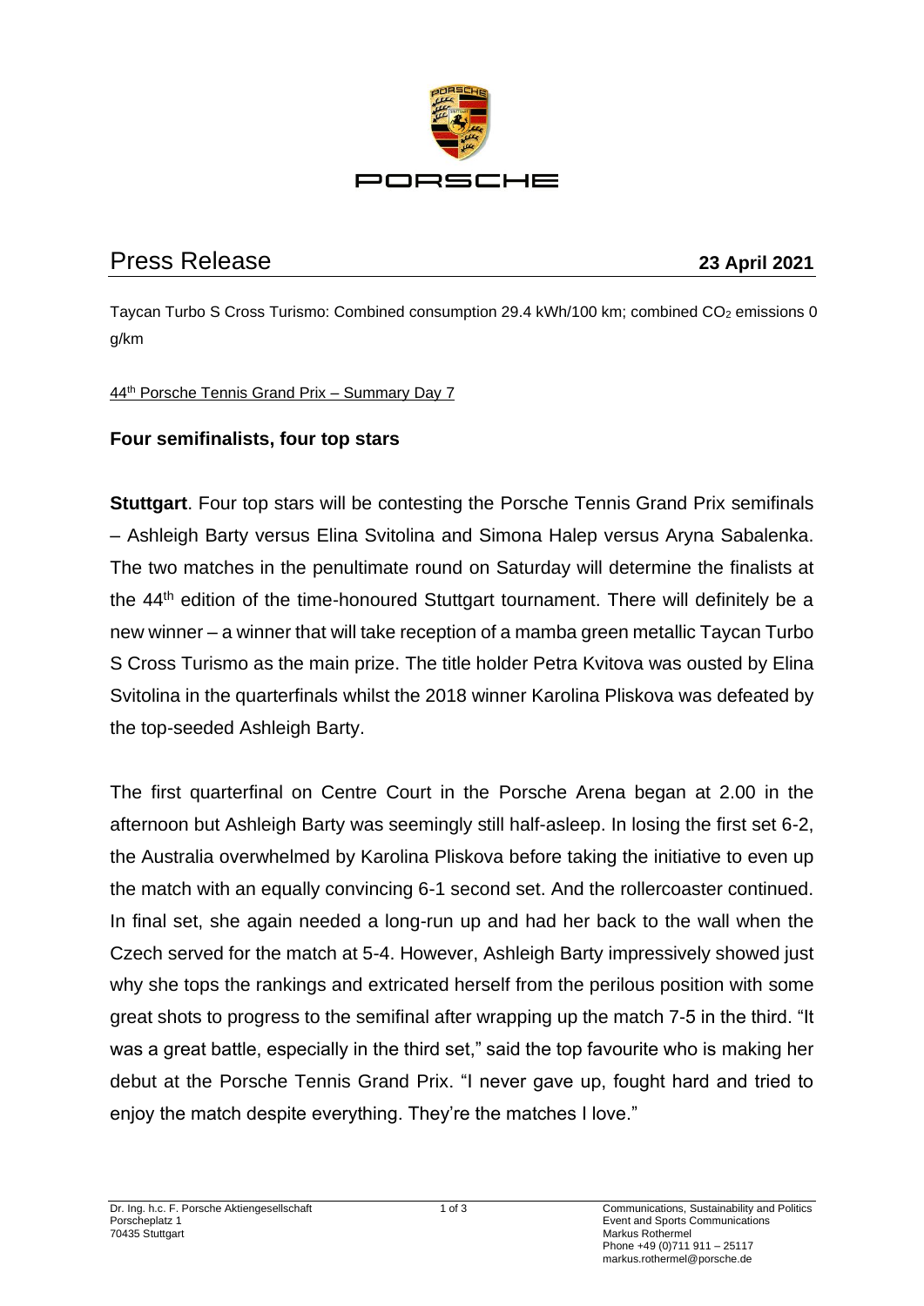PORSCHE

# Press Release

**23 April 2021**

Taycan Turbo S Cross Turismo: Combined consumption 29.4 kWh/100 km; combined $CO_2$ emissions 0 g/km

44th Porsche Tennis Grand Prix – Summary Day 7

## Four semifinalists, four top stars

**Stuttgart**. Four top stars will be contesting the Porsche Tennis Grand Prix semifinals – Ashleigh Barty versus Elina Svitolina and Simona Halep versus Aryna Sabalenka. The two matches in the penultimate round on Saturday will determine the finalists at the 44th edition of the time-honoured Stuttgart tournament. There will definitely be a new winner – a winner that will take reception of a mamba green metallic Taycan Turbo S Cross Turismo as the main prize. The title holder Petra Kvitova was ousted by Elina Svitolina in the quarterfinals whilst the 2018 winner Karolina Pliskova was defeated by the top-seeded Ashleigh Barty.

The first quarterfinal on Centre Court in the Porsche Arena began at 2.00 in the afternoon but Ashleigh Barty was seemingly still half-asleep. In losing the first set 6-2, the Australia overwhelmed by Karolina Pliskova before taking the initiative to even up the match with an equally convincing 6-1 second set. And the rollercoaster continued. In final set, she again needed a long-run up and had her back to the wall when the Czech served for the match at 5-4. However, Ashleigh Barty impressively showed just why she tops the rankings and extricated herself from the perilous position with some great shots to progress to the semifinal after wrapping up the match 7-5 in the third. "It was a great battle, especially in the third set," said the top favourite who is making her debut at the Porsche Tennis Grand Prix. "I never gave up, fought hard and tried to enjoy the match despite everything. They're the matches I love."

Dr. Ing. h.c. F. Porsche Aktiengesellschaft
Porscheplatz 1
70435 Stuttgart

Communications, Sustainability and Politics
Event and Sports Communications
Markus Rothermel
Phone +49 (0)711 911 – 25117
markus.rothermel@porsche.de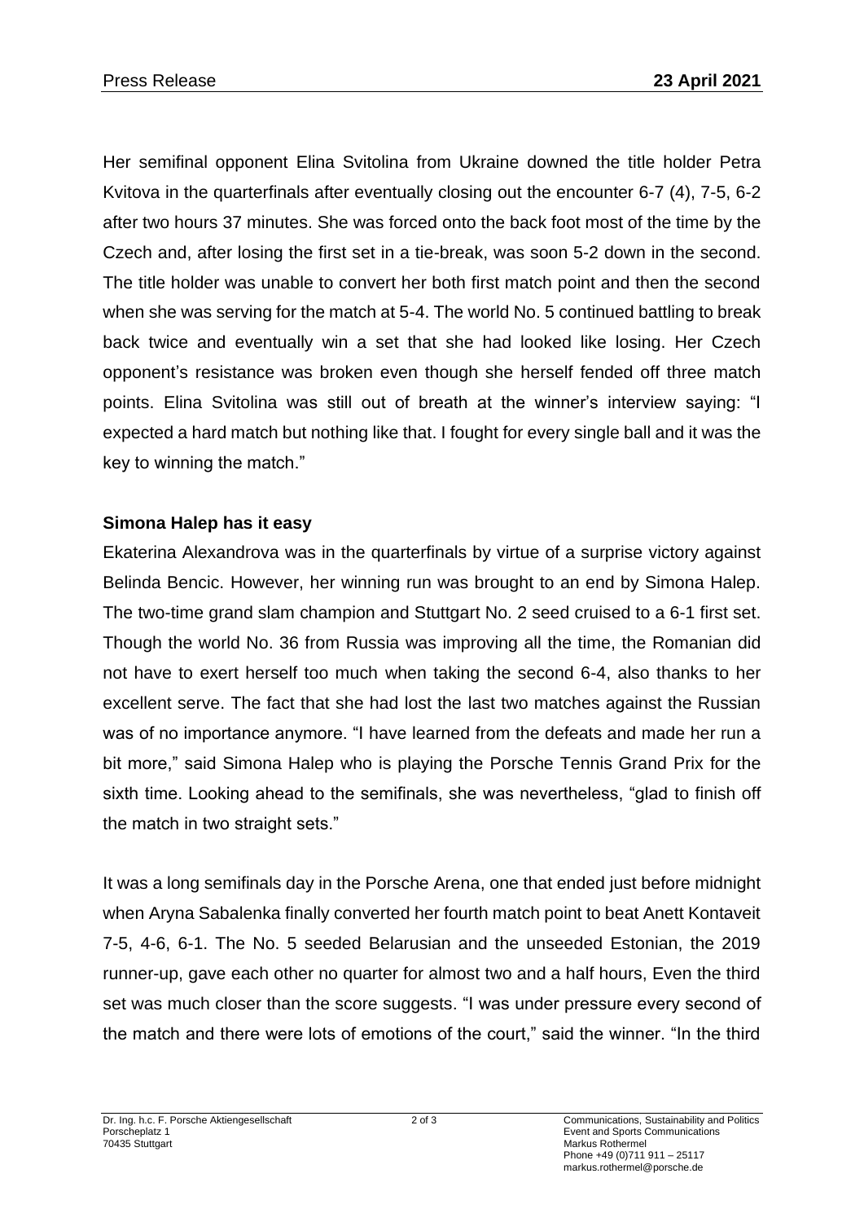Her semifinal opponent Elina Svitolina from Ukraine downed the title holder Petra Kvitova in the quarterfinals after eventually closing out the encounter 6-7 (4), 7-5, 6-2 after two hours 37 minutes. She was forced onto the back foot most of the time by the Czech and, after losing the first set in a tie-break, was soon 5-2 down in the second. The title holder was unable to convert her both first match point and then the second when she was serving for the match at 5-4. The world No. 5 continued battling to break back twice and eventually win a set that she had looked like losing. Her Czech opponent's resistance was broken even though she herself fended off three match points. Elina Svitolina was still out of breath at the winner's interview saying: "I expected a hard match but nothing like that. I fought for every single ball and it was the key to winning the match."

**Simona Halep has it easy**

Ekaterina Alexandrova was in the quarterfinals by virtue of a surprise victory against Belinda Bencic. However, her winning run was brought to an end by Simona Halep. The two-time grand slam champion and Stuttgart No. 2 seed cruised to a 6-1 first set. Though the world No. 36 from Russia was improving all the time, the Romanian did not have to exert herself too much when taking the second 6-4, also thanks to her excellent serve. The fact that she had lost the last two matches against the Russian was of no importance anymore. "I have learned from the defeats and made her run a bit more," said Simona Halep who is playing the Porsche Tennis Grand Prix for the sixth time. Looking ahead to the semifinals, she was nevertheless, "glad to finish off the match in two straight sets."

It was a long semifinals day in the Porsche Arena, one that ended just before midnight when Aryna Sabalenka finally converted her fourth match point to beat Anett Kontaveit 7-5, 4-6, 6-1. The No. 5 seeded Belarusian and the unseeded Estonian, the 2019 runner-up, gave each other no quarter for almost two and a half hours, Even the third set was much closer than the score suggests. "I was under pressure every second of the match and there were lots of emotions of the court," said the winner. "In the third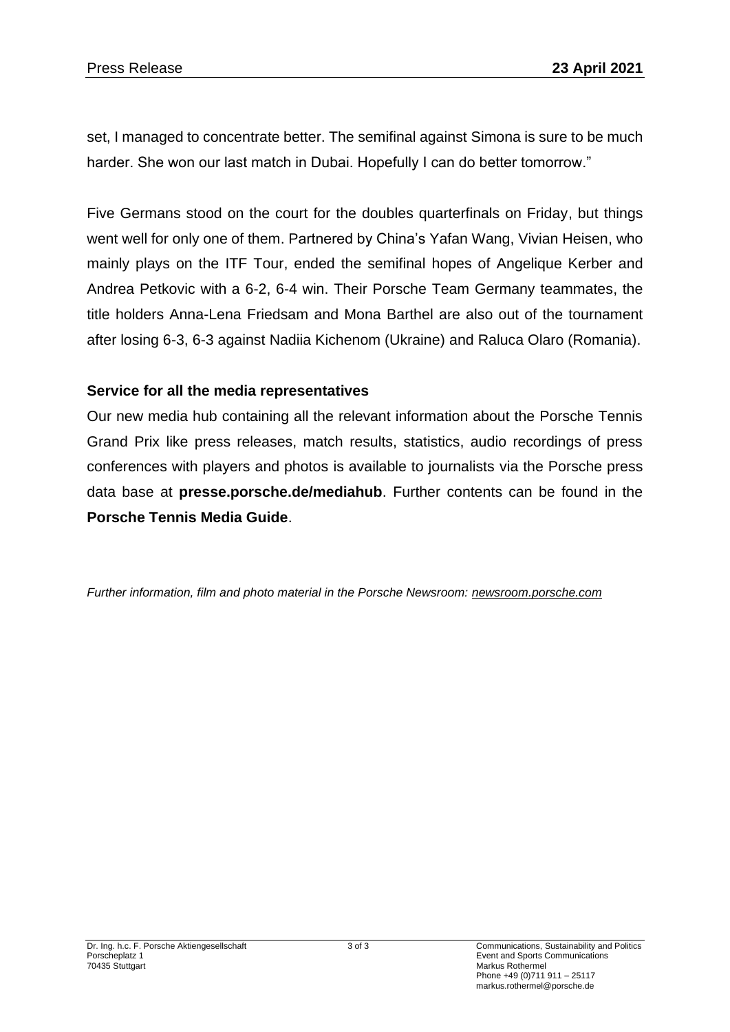set, I managed to concentrate better. The semifinal against Simona is sure to be much harder. She won our last match in Dubai. Hopefully I can do better tomorrow."

Five Germans stood on the court for the doubles quarterfinals on Friday, but things went well for only one of them. Partnered by China's Yafan Wang, Vivian Heisen, who mainly plays on the ITF Tour, ended the semifinal hopes of Angelique Kerber and Andrea Petkovic with a 6-2, 6-4 win. Their Porsche Team Germany teammates, the title holders Anna-Lena Friedsam and Mona Barthel are also out of the tournament after losing 6-3, 6-3 against Nadiia Kichenom (Ukraine) and Raluca Olaro (Romania).

**Service for all the media representatives**

Our new media hub containing all the relevant information about the Porsche Tennis Grand Prix like press releases, match results, statistics, audio recordings of press conferences with players and photos is available to journalists via the Porsche press data base at **presse.porsche.de/mediahub**. Further contents can be found in the **Porsche Tennis Media Guide**.

*Further information, film and photo material in the Porsche Newsroom: newsroom.porsche.com*